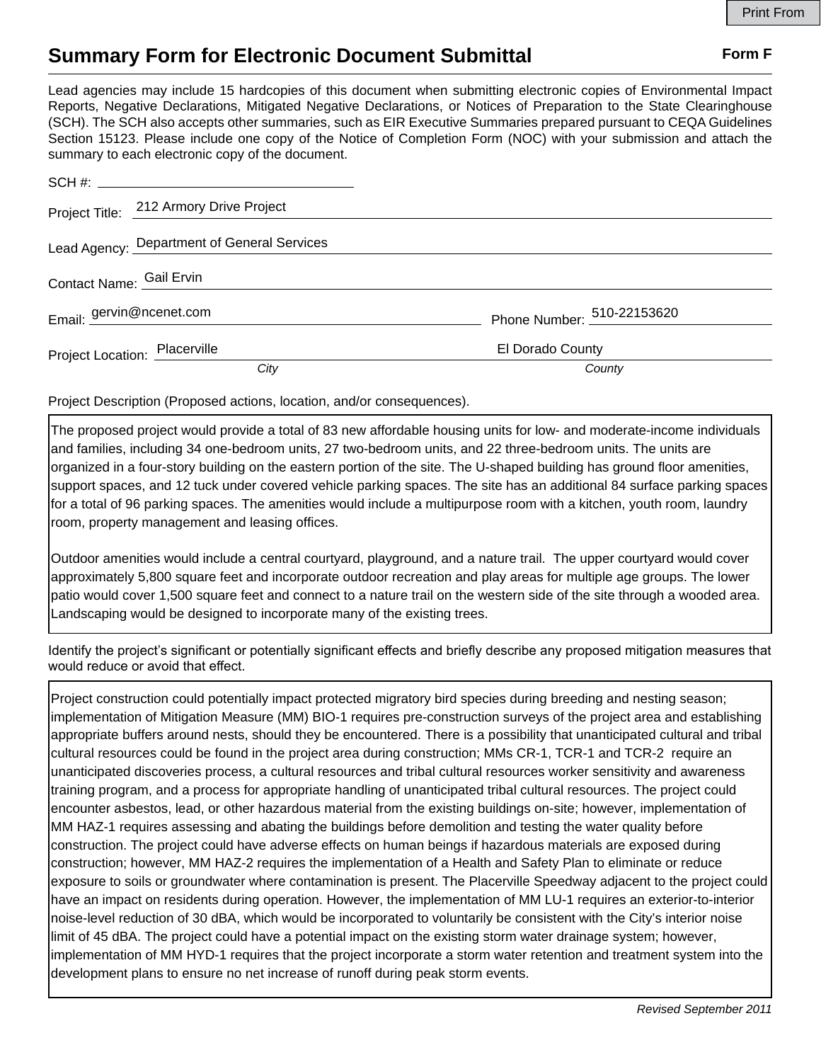# Summary Form for Electronic Document Submittal

**Form F**

Lead agencies may include 15 hardcopies of this document when submitting electronic copies of Environmental Impact Reports, Negative Declarations, Mitigated Negative Declarations, or Notices of Preparation to the State Clearinghouse (SCH). The SCH also accepts other summaries, such as EIR Executive Summaries prepared pursuant to CEQA Guidelines Section 15123. Please include one copy of the Notice of Completion Form (NOC) with your submission and attach the summary to each electronic copy of the document.

SCH #: 

Project Title: 212 Armory Drive Project

Lead Agency: Department of General Services

Contact Name: Gail Ervin

Email: gervin@ncenet.com

Phone Number: 510-22153620

Project Location: Placerville (*City*), El Dorado County (*County*)

Project Description (Proposed actions, location, and/or consequences).

The proposed project would provide a total of 83 new affordable housing units for low- and moderate-income individuals and families, including 34 one-bedroom units, 27 two-bedroom units, and 22 three-bedroom units. The units are organized in a four-story building on the eastern portion of the site. The U-shaped building has ground floor amenities, support spaces, and 12 tuck under covered vehicle parking spaces. The site has an additional 84 surface parking spaces for a total of 96 parking spaces. The amenities would include a multipurpose room with a kitchen, youth room, laundry room, property management and leasing offices.

Outdoor amenities would include a central courtyard, playground, and a nature trail. The upper courtyard would cover approximately 5,800 square feet and incorporate outdoor recreation and play areas for multiple age groups. The lower patio would cover 1,500 square feet and connect to a nature trail on the western side of the site through a wooded area. Landscaping would be designed to incorporate many of the existing trees.

Identify the project's significant or potentially significant effects and briefly describe any proposed mitigation measures that would reduce or avoid that effect.

Project construction could potentially impact protected migratory bird species during breeding and nesting season; implementation of Mitigation Measure (MM) BIO-1 requires pre-construction surveys of the project area and establishing appropriate buffers around nests, should they be encountered. There is a possibility that unanticipated cultural and tribal cultural resources could be found in the project area during construction; MMs CR-1, TCR-1 and TCR-2 require an unanticipated discoveries process, a cultural resources and tribal cultural resources worker sensitivity and awareness training program, and a process for appropriate handling of unanticipated tribal cultural resources. The project could encounter asbestos, lead, or other hazardous material from the existing buildings on-site; however, implementation of MM HAZ-1 requires assessing and abating the buildings before demolition and testing the water quality before construction. The project could have adverse effects on human beings if hazardous materials are exposed during construction; however, MM HAZ-2 requires the implementation of a Health and Safety Plan to eliminate or reduce exposure to soils or groundwater where contamination is present. The Placerville Speedway adjacent to the project could have an impact on residents during operation. However, the implementation of MM LU-1 requires an exterior-to-interior noise-level reduction of 30 dBA, which would be incorporated to voluntarily be consistent with the City's interior noise limit of 45 dBA. The project could have a potential impact on the existing storm water drainage system; however, implementation of MM HYD-1 requires that the project incorporate a storm water retention and treatment system into the development plans to ensure no net increase of runoff during peak storm events.

*Revised September 2011*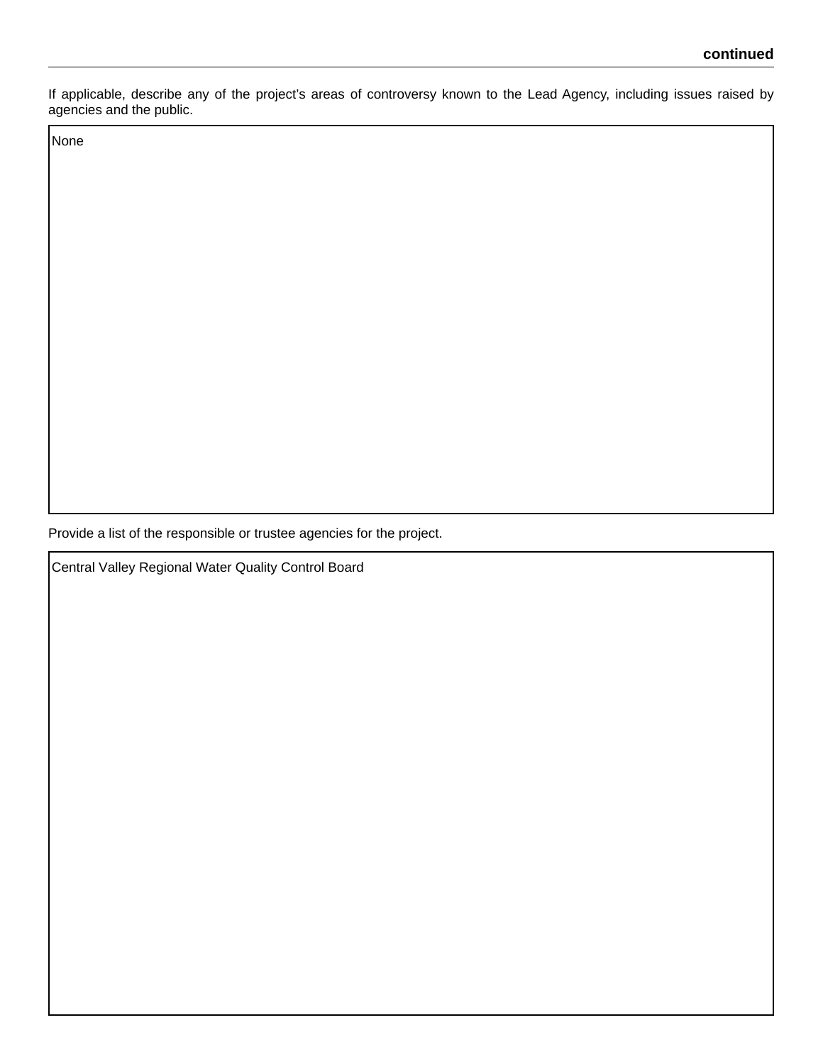**continued**

If applicable, describe any of the project's areas of controversy known to the Lead Agency, including issues raised by agencies and the public.

None

Provide a list of the responsible or trustee agencies for the project.

Central Valley Regional Water Quality Control Board